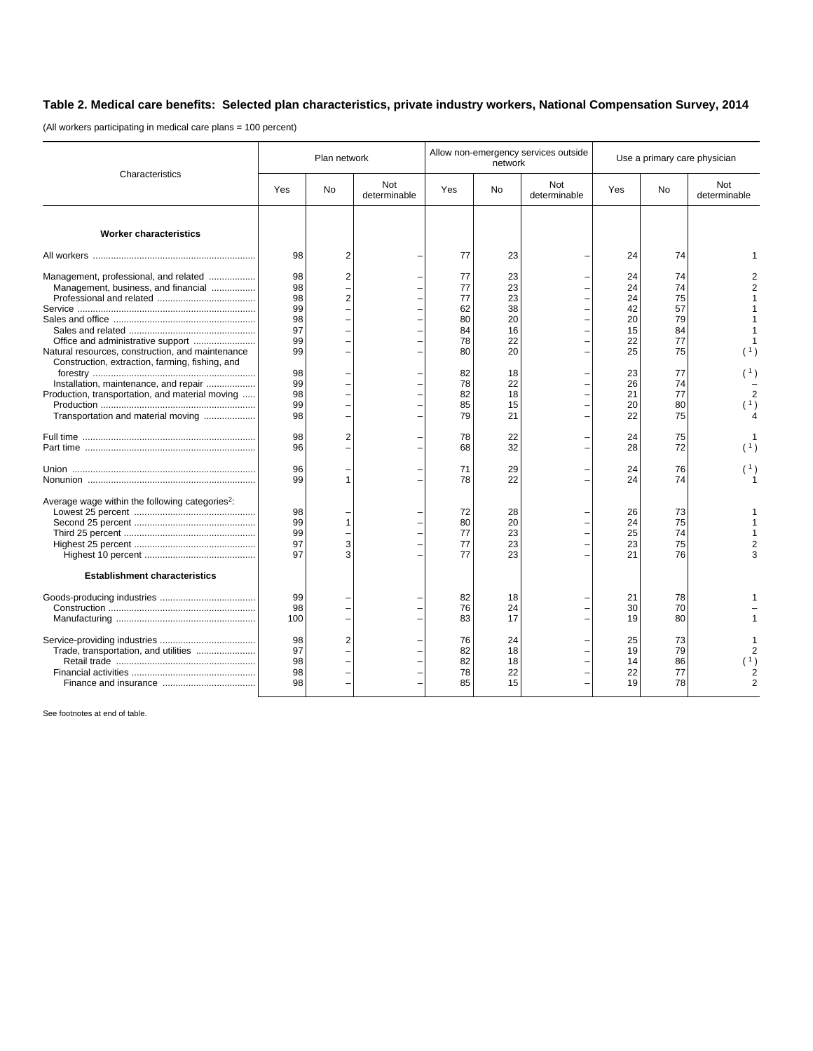## Table 2. Medical care benefits: Selected plan characteristics, private industry workers, National Compensation Survey, 2014

(All workers participating in medical care plans = 100 percent)

| Characteristics | Plan network | | | Allow non-emergency services outside network | | | Use a primary care physician | | |
|---|---|---|---|---|---|---|---|---|---|
| | Yes | No | Not determinable | Yes | No | Not determinable | Yes | No | Not determinable |
| **Worker characteristics** | | | | | | | | | |
| All workers | 98 | 2 | – | 77 | 23 | – | 24 | 74 | 1 |
| Management, professional, and related | 98 | 2 | – | 77 | 23 | – | 24 | 74 | 2 |
| Management, business, and financial | 98 | – | – | 77 | 23 | – | 24 | 74 | 2 |
| Professional and related | 98 | 2 | – | 77 | 23 | – | 24 | 75 | 1 |
| Service | 99 | – | – | 62 | 38 | – | 42 | 57 | 1 |
| Sales and office | 98 | – | – | 80 | 20 | – | 20 | 79 | 1 |
| Sales and related | 97 | – | – | 84 | 16 | – | 15 | 84 | 1 |
| Office and administrative support | 99 | – | – | 78 | 22 | – | 22 | 77 | 1 |
| Natural resources, construction, and maintenance | 99 | – | – | 80 | 20 | – | 25 | 75 | ([1]) |
| Construction, extraction, farming, fishing, and forestry | 98 | – | – | 82 | 18 | – | 23 | 77 | ([1]) |
| Installation, maintenance, and repair | 99 | – | – | 78 | 22 | – | 26 | 74 | – |
| Production, transportation, and material moving | 98 | – | – | 82 | 18 | – | 21 | 77 | 2 |
| Production | 99 | – | – | 85 | 15 | – | 20 | 80 | ([1]) |
| Transportation and material moving | 98 | – | – | 79 | 21 | – | 22 | 75 | 4 |
| Full time | 98 | 2 | – | 78 | 22 | – | 24 | 75 | 1 |
| Part time | 96 | – | – | 68 | 32 | – | 28 | 72 | ([1]) |
| Union | 96 | – | – | 71 | 29 | – | 24 | 76 | ([1]) |
| Nonunion | 99 | 1 | – | 78 | 22 | – | 24 | 74 | 1 |
| Average wage within the following categories[2]: | | | | | | | | | |
| Lowest 25 percent | 98 | – | – | 72 | 28 | – | 26 | 73 | 1 |
| Second 25 percent | 99 | 1 | – | 80 | 20 | – | 24 | 75 | 1 |
| Third 25 percent | 99 | – | – | 77 | 23 | – | 25 | 74 | 1 |
| Highest 25 percent | 97 | 3 | – | 77 | 23 | – | 23 | 75 | 2 |
| Highest 10 percent | 97 | 3 | – | 77 | 23 | – | 21 | 76 | 3 |
| **Establishment characteristics** | | | | | | | | | |
| Goods-producing industries | 99 | – | – | 82 | 18 | – | 21 | 78 | 1 |
| Construction | 98 | – | – | 76 | 24 | – | 30 | 70 | – |
| Manufacturing | 100 | – | – | 83 | 17 | – | 19 | 80 | 1 |
| Service-providing industries | 98 | 2 | – | 76 | 24 | – | 25 | 73 | 1 |
| Trade, transportation, and utilities | 97 | – | – | 82 | 18 | – | 19 | 79 | 2 |
| Retail trade | 98 | – | – | 82 | 18 | – | 14 | 86 | ([1]) |
| Financial activities | 98 | – | – | 78 | 22 | – | 22 | 77 | 2 |
| Finance and insurance | 98 | – | – | 85 | 15 | – | 19 | 78 | 2 |

See footnotes at end of table.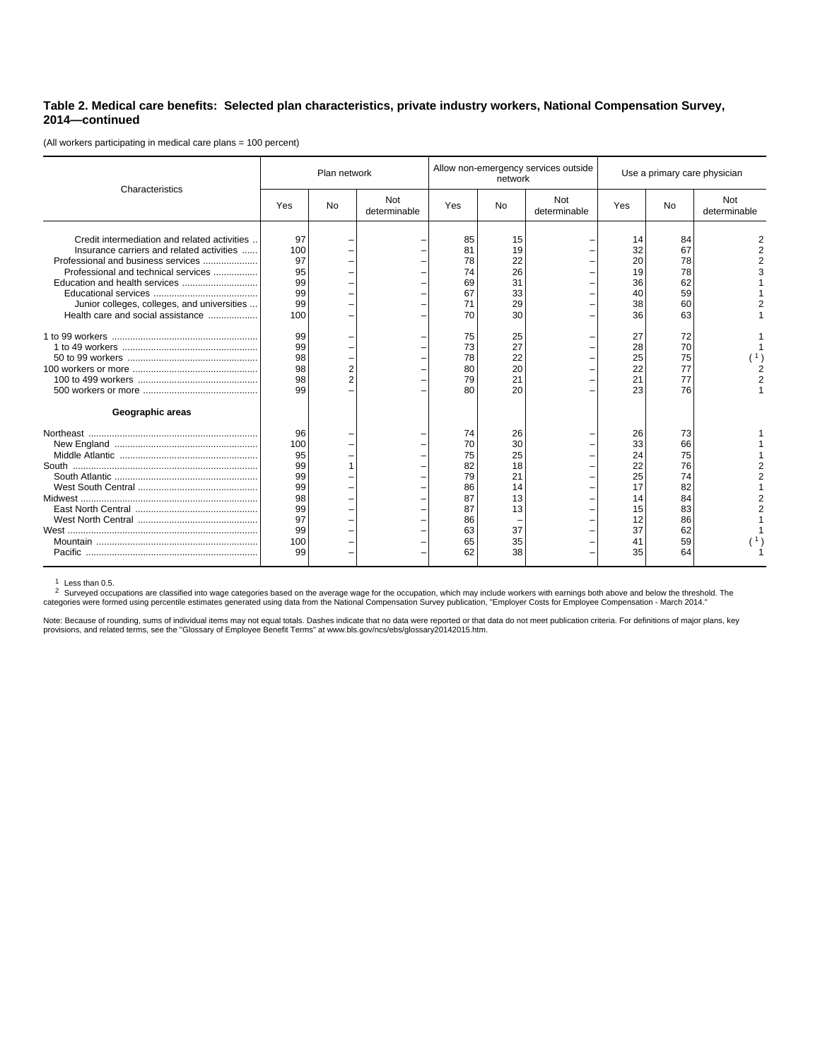### Table 2. Medical care benefits: Selected plan characteristics, private industry workers, National Compensation Survey, 2014—continued

(All workers participating in medical care plans = 100 percent)

| Characteristics | Plan network | | | Allow non-emergency services outside network | | | Use a primary care physician | | |
|---|---|---|---|---|---|---|---|---|---|
| | Yes | No | Not determinable | Yes | No | Not determinable | Yes | No | Not determinable |
| Credit intermediation and related activities | 97 | – | – | 85 | 15 | – | 14 | 84 | 2 |
| Insurance carriers and related activities | 100 | – | – | 81 | 19 | – | 32 | 67 | 2 |
| Professional and business services | 97 | – | – | 78 | 22 | – | 20 | 78 | 2 |
| Professional and technical services | 95 | – | – | 74 | 26 | – | 19 | 78 | 3 |
| Education and health services | 99 | – | – | 69 | 31 | – | 36 | 62 | 1 |
| Educational services | 99 | – | – | 67 | 33 | – | 40 | 59 | 1 |
| Junior colleges, colleges, and universities | 99 | – | – | 71 | 29 | – | 38 | 60 | 2 |
| Health care and social assistance | 100 | – | – | 70 | 30 | – | 36 | 63 | 1 |
| 1 to 99 workers | 99 | – | – | 75 | 25 | – | 27 | 72 | 1 |
| 1 to 49 workers | 99 | – | – | 73 | 27 | – | 28 | 70 | 1 |
| 50 to 99 workers | 98 | – | – | 78 | 22 | – | 25 | 75 | ( 1 ) |
| 100 workers or more | 98 | 2 | – | 80 | 20 | – | 22 | 77 | 2 |
| 100 to 499 workers | 98 | 2 | – | 79 | 21 | – | 21 | 77 | 2 |
| 500 workers or more | 99 | – | – | 80 | 20 | – | 23 | 76 | 1 |
| **Geographic areas** | | | | | | | | | |
| Northeast | 96 | – | – | 74 | 26 | – | 26 | 73 | 1 |
| New England | 100 | – | – | 70 | 30 | – | 33 | 66 | 1 |
| Middle Atlantic | 95 | – | – | 75 | 25 | – | 24 | 75 | 1 |
| South | 99 | 1 | – | 82 | 18 | – | 22 | 76 | 2 |
| South Atlantic | 99 | – | – | 79 | 21 | – | 25 | 74 | 2 |
| West South Central | 99 | – | – | 86 | 14 | – | 17 | 82 | 1 |
| Midwest | 98 | – | – | 87 | 13 | – | 14 | 84 | 2 |
| East North Central | 99 | – | – | 87 | 13 | – | 15 | 83 | 2 |
| West North Central | 97 | – | – | 86 | – | – | 12 | 86 | 1 |
| West | 99 | – | – | 63 | 37 | – | 37 | 62 | 1 |
| Mountain | 100 | – | – | 65 | 35 | – | 41 | 59 | ( 1 ) |
| Pacific | 99 | – | – | 62 | 38 | – | 35 | 64 | 1 |

[1] Less than 0.5.

[2] Surveyed occupations are classified into wage categories based on the average wage for the occupation, which may include workers with earnings both above and below the threshold. The categories were formed using percentile estimates generated using data from the National Compensation Survey publication, "Employer Costs for Employee Compensation - March 2014."

Note: Because of rounding, sums of individual items may not equal totals. Dashes indicate that no data were reported or that data do not meet publication criteria. For definitions of major plans, key provisions, and related terms, see the "Glossary of Employee Benefit Terms" at www.bls.gov/ncs/ebs/glossary20142015.htm.